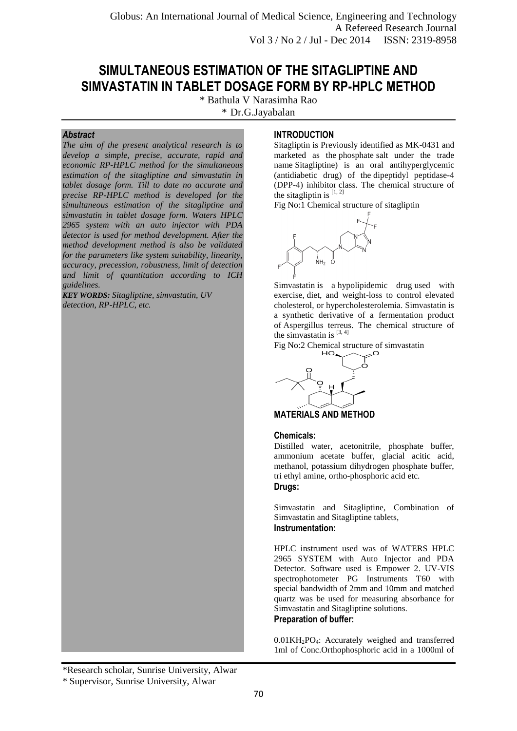# SIMULTANEOUS ESTIMATION OF THE SITAGLIPTINE AND SIMVASTATIN IN TABLET DOSAGE FORM BY RP-HPLC METHOD

\* Bathula V Narasimha Rao

\* Dr.G.Jayabalan

### *Abstract*

*The aim of the present analytical research is to develop a simple, precise, accurate, rapid and economic RP-HPLC method for the simultaneous estimation of the sitagliptine and simvastatin in tablet dosage form. Till to date no accurate and precise RP-HPLC method is developed for the simultaneous estimation of the sitagliptine and simvastatin in tablet dosage form. Waters HPLC 2965 system with an auto injector with PDA detector is used for method development. After the method development method is also be validated for the parameters like system suitability, linearity, accuracy, precession, robustness, limit of detection and limit of quantitation according to ICH guidelines.*

***KEY WORDS:*** *Sitagliptine, simvastatin, UV detection, RP-HPLC, etc.*

## INTRODUCTION

Sitagliptin is Previously identified as MK-0431 and marketed as the phosphate salt under the trade name Sitagliptine) is an oral antihyperglycemic (antidiabetic drug) of the dipeptidyl peptidase-4 (DPP-4) inhibitor class. The chemical structure of the sitagliptin is [1, 2]

Fig No:1 Chemical structure of sitagliptin

Simvastatin is a hypolipidemic drug used with exercise, diet, and weight-loss to control elevated cholesterol, or hypercholesterolemia. Simvastatin is a synthetic derivative of a fermentation product of Aspergillus terreus. The chemical structure of the simvastatin is [3, 4]

Fig No:2 Chemical structure of simvastatin

## MATERIALS AND METHOD

### Chemicals:

Distilled water, acetonitrile, phosphate buffer, ammonium acetate buffer, glacial acitic acid, methanol, potassium dihydrogen phosphate buffer, tri ethyl amine, ortho-phosphoric acid etc.

### Drugs:

Simvastatin and Sitagliptine, Combination of Simvastatin and Sitagliptine tablets,

### Instrumentation:

HPLC instrument used was of WATERS HPLC 2965 SYSTEM with Auto Injector and PDA Detector. Software used is Empower 2. UV-VIS spectrophotometer PG Instruments T60 with special bandwidth of 2mm and 10mm and matched quartz was be used for measuring absorbance for Simvastatin and Sitagliptine solutions.

### Preparation of buffer:

$0.01KH_2PO_4$: Accurately weighed and transferred 1ml of Conc.Orthophosphoric acid in a 1000ml of

\*Research scholar, Sunrise University, Alwar

\* Supervisor, Sunrise University, Alwar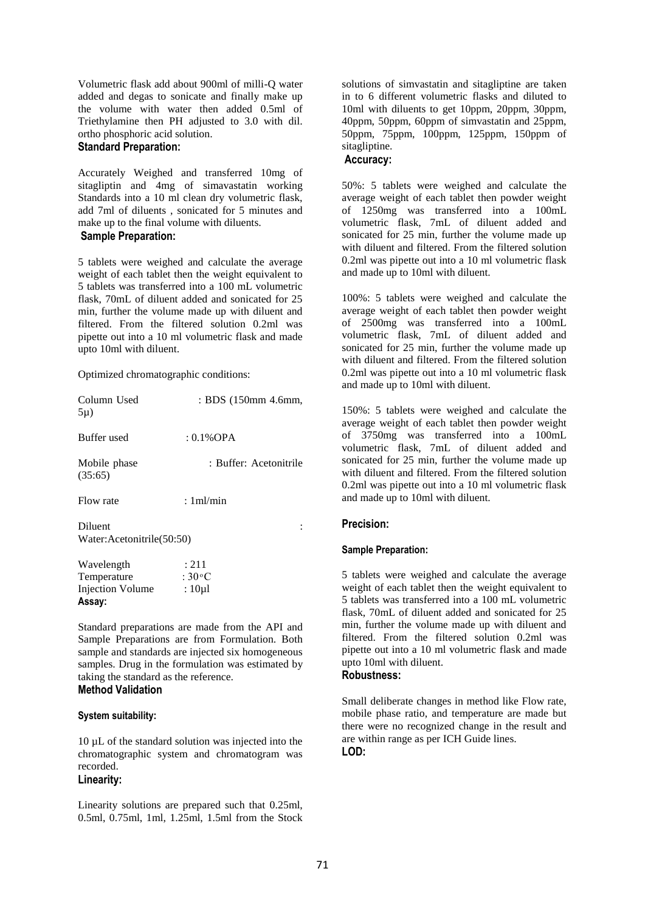Volumetric flask add about 900ml of milli-Q water added and degas to sonicate and finally make up the volume with water then added 0.5ml of Triethylamine then PH adjusted to 3.0 with dil. ortho phosphoric acid solution.

### Standard Preparation:

Accurately Weighed and transferred 10mg of sitagliptin and 4mg of simavastatin working Standards into a 10 ml clean dry volumetric flask, add 7ml of diluents , sonicated for 5 minutes and make up to the final volume with diluents.

### Sample Preparation:

5 tablets were weighed and calculate the average weight of each tablet then the weight equivalent to 5 tablets was transferred into a 100 mL volumetric flask, 70mL of diluent added and sonicated for 25 min, further the volume made up with diluent and filtered. From the filtered solution 0.2ml was pipette out into a 10 ml volumetric flask and made upto 10ml with diluent.

Optimized chromatographic conditions:

| | |
|---|---|
| Column Used | : BDS (150mm 4.6mm, 5µ) |
| Buffer used | : 0.1%OPA |
| Mobile phase | : Buffer: Acetonitrile (35:65) |
| Flow rate | : 1ml/min |
| Diluent | : Water:Acetonitrile(50:50) |
| Wavelength | : 211 |
| Temperature | : 30◦C |
| Injection Volume | : 10µl |

### Assay:

Standard preparations are made from the API and Sample Preparations are from Formulation. Both sample and standards are injected six homogeneous samples. Drug in the formulation was estimated by taking the standard as the reference.

### Method Validation

#### System suitability:

10 µL of the standard solution was injected into the chromatographic system and chromatogram was recorded.

### Linearity:

Linearity solutions are prepared such that 0.25ml, 0.5ml, 0.75ml, 1ml, 1.25ml, 1.5ml from the Stock solutions of simvastatin and sitagliptine are taken in to 6 different volumetric flasks and diluted to 10ml with diluents to get 10ppm, 20ppm, 30ppm, 40ppm, 50ppm, 60ppm of simvastatin and 25ppm, 50ppm, 75ppm, 100ppm, 125ppm, 150ppm of sitagliptine.

### Accuracy:

50%: 5 tablets were weighed and calculate the average weight of each tablet then powder weight of 1250mg was transferred into a 100mL volumetric flask, 7mL of diluent added and sonicated for 25 min, further the volume made up with diluent and filtered. From the filtered solution 0.2ml was pipette out into a 10 ml volumetric flask and made up to 10ml with diluent.

100%: 5 tablets were weighed and calculate the average weight of each tablet then powder weight of 2500mg was transferred into a 100mL volumetric flask, 7mL of diluent added and sonicated for 25 min, further the volume made up with diluent and filtered. From the filtered solution 0.2ml was pipette out into a 10 ml volumetric flask and made up to 10ml with diluent.

150%: 5 tablets were weighed and calculate the average weight of each tablet then powder weight of 3750mg was transferred into a 100mL volumetric flask, 7mL of diluent added and sonicated for 25 min, further the volume made up with diluent and filtered. From the filtered solution 0.2ml was pipette out into a 10 ml volumetric flask and made up to 10ml with diluent.

### Precision:

#### Sample Preparation:

5 tablets were weighed and calculate the average weight of each tablet then the weight equivalent to 5 tablets was transferred into a 100 mL volumetric flask, 70mL of diluent added and sonicated for 25 min, further the volume made up with diluent and filtered. From the filtered solution 0.2ml was pipette out into a 10 ml volumetric flask and made upto 10ml with diluent.

### Robustness:

Small deliberate changes in method like Flow rate, mobile phase ratio, and temperature are made but there were no recognized change in the result and are within range as per ICH Guide lines.

### LOD: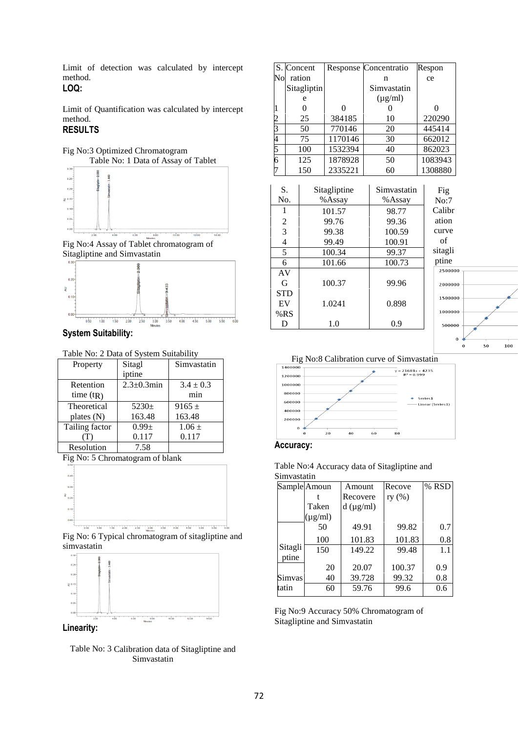Limit of detection was calculated by intercept method.

**LOQ:**

Limit of Quantification was calculated by intercept method.

**RESULTS**

Fig No:3 Optimized Chromatogram

Fig No:4 Assay of Tablet chromatogram of Sitagliptine and Simvastatin

**System Suitability:**

Table No: 2 Data of System Suitability

| Property | Sitagliptine | Simvastatin |
|---|---|---|
| Retention time ($t_R$) | 2.3±0.3min | 3.4 ± 0.3 min |
| Theoretical plates (N) | 5230± 163.48 | 9165 ± 163.48 |
| Tailing factor (T) | 0.99± 0.117 | 1.06 ± 0.117 |
| Resolution | 7.58 | |

Fig No: 5 Chromatogram of blank

Fig No: 6 Typical chromatogram of sitagliptine and simvastatin

**Linearity:**

Table No: 3 Calibration data of Sitagliptine and Simvastatin

| S. No | Concentration Sitagliptine | Response | Concentration Simvastatin (µg/ml) | Response |
|---|---|---|---|---|
| 1 | 0 | 0 | 0 | 0 |
| 2 | 25 | 384185 | 10 | 220290 |
| 3 | 50 | 770146 | 20 | 445414 |
| 4 | 75 | 1170146 | 30 | 662012 |
| 5 | 100 | 1532394 | 40 | 862023 |
| 6 | 125 | 1878928 | 50 | 1083943 |
| 7 | 150 | 2335221 | 60 | 1308880 |

Table No: 1 Data of Assay of Tablet

| S. No. | Sitagliptine %Assay | Simvastatin %Assay |
|---|---|---|
| 1 | 101.57 | 98.77 |
| 2 | 99.76 | 99.36 |
| 3 | 99.38 | 100.59 |
| 4 | 99.49 | 100.91 |
| 5 | 100.34 | 99.37 |
| 6 | 101.66 | 100.73 |
| AVG | 100.37 | 99.96 |
| STDEV | 1.0241 | 0.898 |
| %RSD | 1.0 | 0.9 |

Fig No:7 Calibration curve of sitagliptine

Fig No:8 Calibration curve of Simvastatin

$y = 21681x + 4235$
$R^2 = 0.999$

**Accuracy:**

Table No:4 Accuracy data of Sitagliptine and Simvastatin

| Sample | Amount Taken (µg/ml) | Amount Recovered (µg/ml) | Recovery (%) | % RSD |
|---|---|---|---|---|
| Sitagliptine | 50 | 49.91 | 99.82 | 0.7 |
| | 100 | 101.83 | 101.83 | 0.8 |
| | 150 | 149.22 | 99.48 | 1.1 |
| Simvastatin | 20 | 20.07 | 100.37 | 0.9 |
| | 40 | 39.728 | 99.32 | 0.8 |
| | 60 | 59.76 | 99.6 | 0.6 |

Fig No:9 Accuracy 50% Chromatogram of Sitagliptine and Simvastatin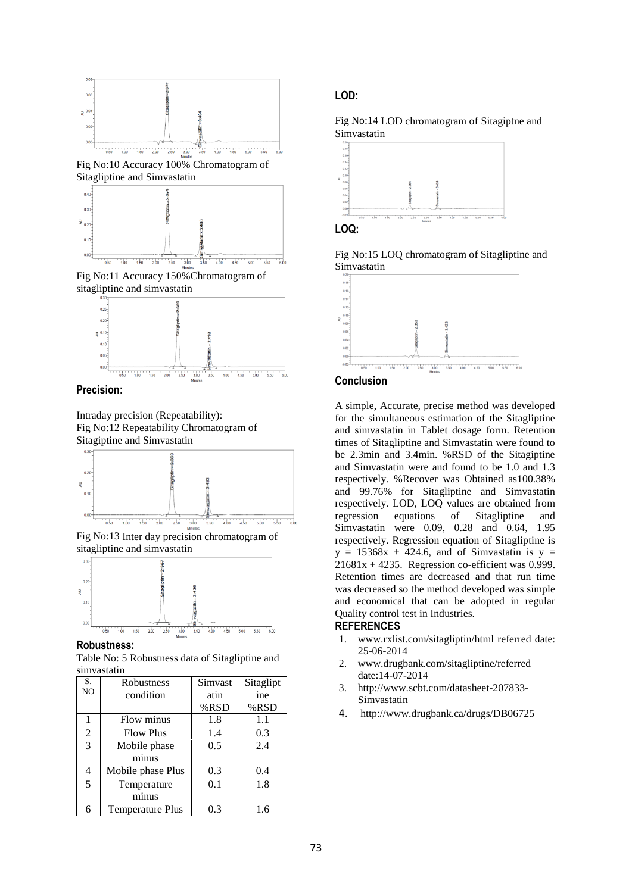Fig No:10 Accuracy 100% Chromatogram of Sitagliptine and Simvastatin

Fig No:11 Accuracy 150%Chromatogram of sitagliptine and simvastatin

### Precision:

Intraday precision (Repeatability):

Fig No:12 Repeatability Chromatogram of Sitagiptine and Simvastatin

Fig No:13 Inter day precision chromatogram of sitagliptine and simvastatin

### Robustness:

Table No: 5 Robustness data of Sitagliptine and simvastatin

| S. NO | Robustness condition | Simvastatin %RSD | Sitagliptine %RSD |
|---|---|---|---|
| 1 | Flow minus | 1.8 | 1.1 |
| 2 | Flow Plus | 1.4 | 0.3 |
| 3 | Mobile phase minus | 0.5 | 2.4 |
| 4 | Mobile phase Plus | 0.3 | 0.4 |
| 5 | Temperature minus | 0.1 | 1.8 |
| 6 | Temperature Plus | 0.3 | 1.6 |

### LOD:

Fig No:14 LOD chromatogram of Sitagiptne and Simvastatin

### LOQ:

Fig No:15 LOQ chromatogram of Sitagliptine and Simvastatin

### Conclusion

A simple, Accurate, precise method was developed for the simultaneous estimation of the Sitagliptine and simvastatin in Tablet dosage form. Retention times of Sitagliptine and Simvastatin were found to be 2.3min and 3.4min. %RSD of the Sitagiptine and Simvastatin were and found to be 1.0 and 1.3 respectively. %Recover was Obtained as100.38% and 99.76% for Sitagliptine and Simvastatin respectively. LOD, LOQ values are obtained from regression equations of Sitagliptine and Simvastatin were 0.09, 0.28 and 0.64, 1.95 respectively. Regression equation of Sitagliptine is $y = 15368x + 424.6$, and of Simvastatin is $y = 21681x + 4235$. Regression co-efficient was 0.999. Retention times are decreased and that run time was decreased so the method developed was simple and economical that can be adopted in regular Quality control test in Industries.

### REFERENCES

1. www.rxlist.com/sitagliptin/html referred date: 25-06-2014
2. www.drugbank.com/sitagliptine/referred date:14-07-2014
3. http://www.scbt.com/datasheet-207833-Simvastatin
4. http://www.drugbank.ca/drugs/DB06725